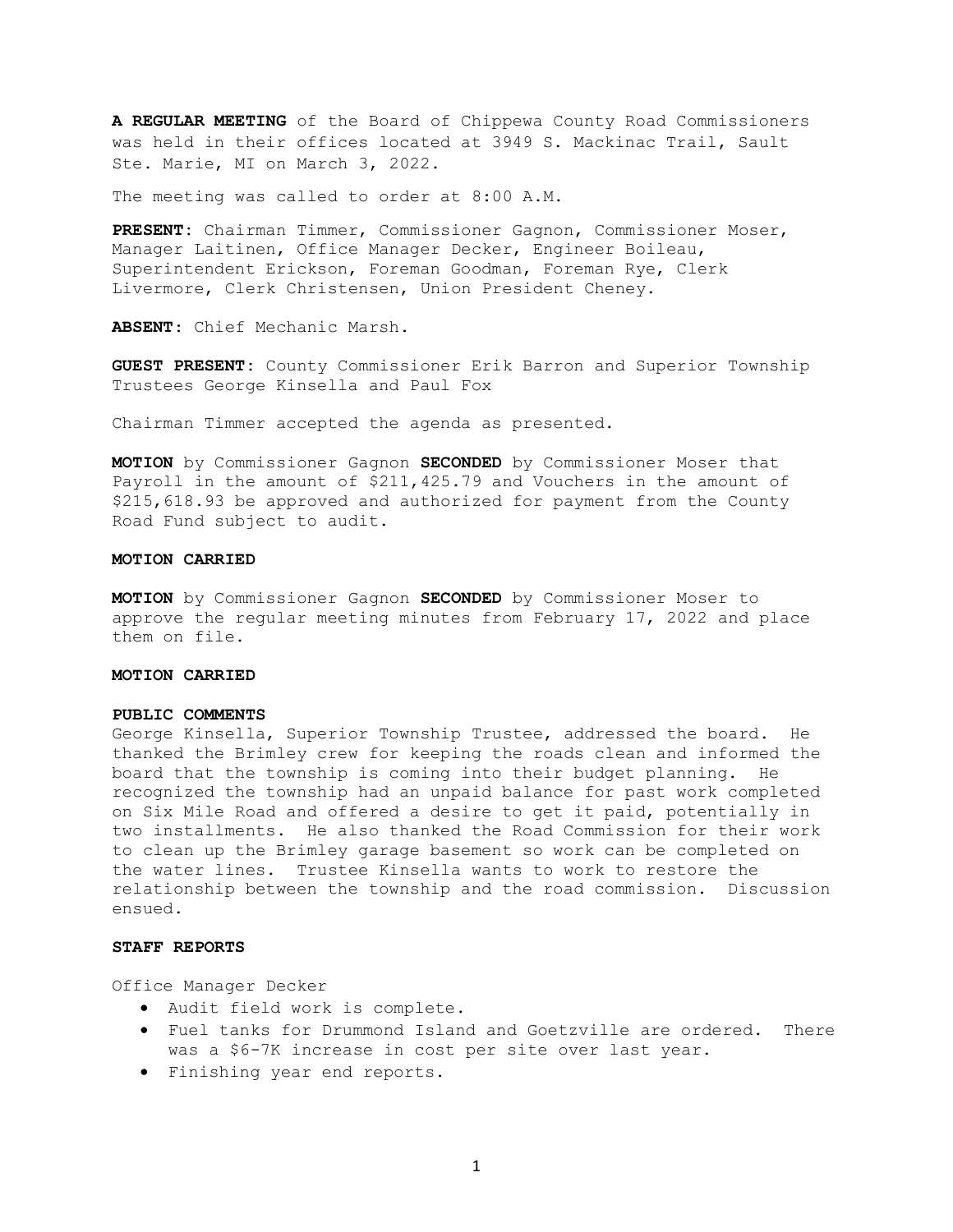**A REGULAR MEETING** of the Board of Chippewa County Road Commissioners was held in their offices located at 3949 S. Mackinac Trail, Sault Ste. Marie, MI on March 3, 2022.

The meeting was called to order at 8:00 A.M.

**PRESENT:** Chairman Timmer, Commissioner Gagnon, Commissioner Moser, Manager Laitinen, Office Manager Decker, Engineer Boileau, Superintendent Erickson, Foreman Goodman, Foreman Rye, Clerk Livermore, Clerk Christensen, Union President Cheney.

**ABSENT:** Chief Mechanic Marsh.

**GUEST PRESENT:** County Commissioner Erik Barron and Superior Township Trustees George Kinsella and Paul Fox

Chairman Timmer accepted the agenda as presented.

**MOTION** by Commissioner Gagnon **SECONDED** by Commissioner Moser that Payroll in the amount of $211,425.79 and Vouchers in the amount of $215,618.93 be approved and authorized for payment from the County Road Fund subject to audit.

**MOTION CARRIED**

**MOTION** by Commissioner Gagnon **SECONDED** by Commissioner Moser to approve the regular meeting minutes from February 17, 2022 and place them on file.

**MOTION CARRIED**

**PUBLIC COMMENTS**

George Kinsella, Superior Township Trustee, addressed the board. He thanked the Brimley crew for keeping the roads clean and informed the board that the township is coming into their budget planning. He recognized the township had an unpaid balance for past work completed on Six Mile Road and offered a desire to get it paid, potentially in two installments. He also thanked the Road Commission for their work to clean up the Brimley garage basement so work can be completed on the water lines. Trustee Kinsella wants to work to restore the relationship between the township and the road commission. Discussion ensued.

**STAFF REPORTS**

Office Manager Decker

- Audit field work is complete.
- Fuel tanks for Drummond Island and Goetzville are ordered. There was a $6-7K increase in cost per site over last year.
- Finishing year end reports.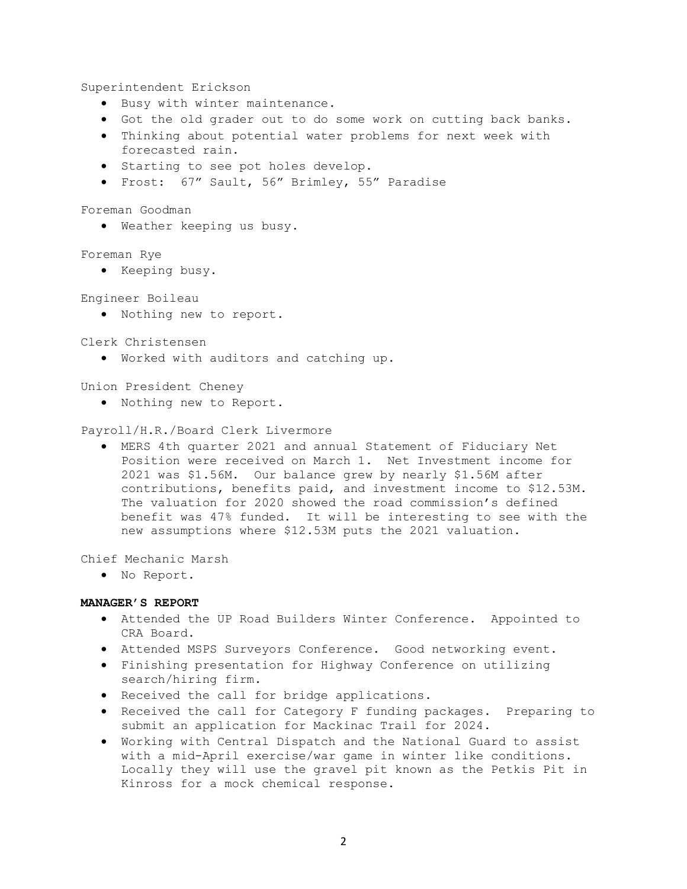Superintendent Erickson

- Busy with winter maintenance.
- Got the old grader out to do some work on cutting back banks.
- Thinking about potential water problems for next week with forecasted rain.
- Starting to see pot holes develop.
- Frost: 67” Sault, 56” Brimley, 55” Paradise

Foreman Goodman

- Weather keeping us busy.

Foreman Rye

- Keeping busy.

Engineer Boileau

- Nothing new to report.

Clerk Christensen

- Worked with auditors and catching up.

Union President Cheney

- Nothing new to Report.

Payroll/H.R./Board Clerk Livermore

- MERS 4th quarter 2021 and annual Statement of Fiduciary Net Position were received on March 1. Net Investment income for 2021 was $1.56M. Our balance grew by nearly $1.56M after contributions, benefits paid, and investment income to $12.53M. The valuation for 2020 showed the road commission’s defined benefit was 47% funded. It will be interesting to see with the new assumptions where $12.53M puts the 2021 valuation.

Chief Mechanic Marsh

- No Report.

**MANAGER’S REPORT**

- Attended the UP Road Builders Winter Conference. Appointed to CRA Board.
- Attended MSPS Surveyors Conference. Good networking event.
- Finishing presentation for Highway Conference on utilizing search/hiring firm.
- Received the call for bridge applications.
- Received the call for Category F funding packages. Preparing to submit an application for Mackinac Trail for 2024.
- Working with Central Dispatch and the National Guard to assist with a mid-April exercise/war game in winter like conditions. Locally they will use the gravel pit known as the Petkis Pit in Kinross for a mock chemical response.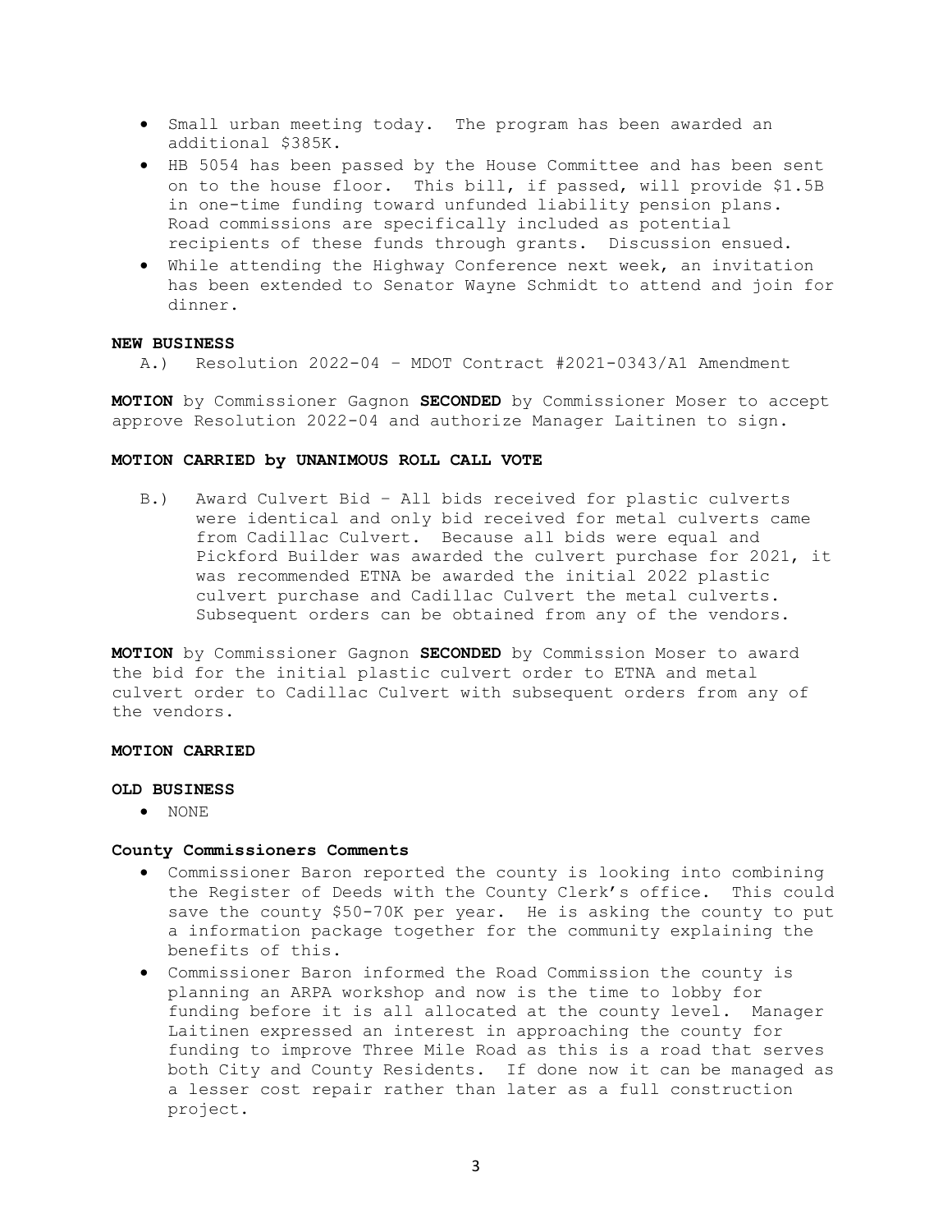- Small urban meeting today. The program has been awarded an additional $385K.
- HB 5054 has been passed by the House Committee and has been sent on to the house floor. This bill, if passed, will provide $1.5B in one-time funding toward unfunded liability pension plans. Road commissions are specifically included as potential recipients of these funds through grants. Discussion ensued.
- While attending the Highway Conference next week, an invitation has been extended to Senator Wayne Schmidt to attend and join for dinner.

**NEW BUSINESS**

A.) Resolution 2022-04 – MDOT Contract #2021-0343/A1 Amendment

**MOTION** by Commissioner Gagnon **SECONDED** by Commissioner Moser to accept approve Resolution 2022-04 and authorize Manager Laitinen to sign.

**MOTION CARRIED by UNANIMOUS ROLL CALL VOTE**

B.) Award Culvert Bid – All bids received for plastic culverts were identical and only bid received for metal culverts came from Cadillac Culvert. Because all bids were equal and Pickford Builder was awarded the culvert purchase for 2021, it was recommended ETNA be awarded the initial 2022 plastic culvert purchase and Cadillac Culvert the metal culverts. Subsequent orders can be obtained from any of the vendors.

**MOTION** by Commissioner Gagnon **SECONDED** by Commission Moser to award the bid for the initial plastic culvert order to ETNA and metal culvert order to Cadillac Culvert with subsequent orders from any of the vendors.

**MOTION CARRIED**

**OLD BUSINESS**

- NONE

**County Commissioners Comments**

- Commissioner Baron reported the county is looking into combining the Register of Deeds with the County Clerk's office. This could save the county $50-70K per year. He is asking the county to put a information package together for the community explaining the benefits of this.
- Commissioner Baron informed the Road Commission the county is planning an ARPA workshop and now is the time to lobby for funding before it is all allocated at the county level. Manager Laitinen expressed an interest in approaching the county for funding to improve Three Mile Road as this is a road that serves both City and County Residents. If done now it can be managed as a lesser cost repair rather than later as a full construction project.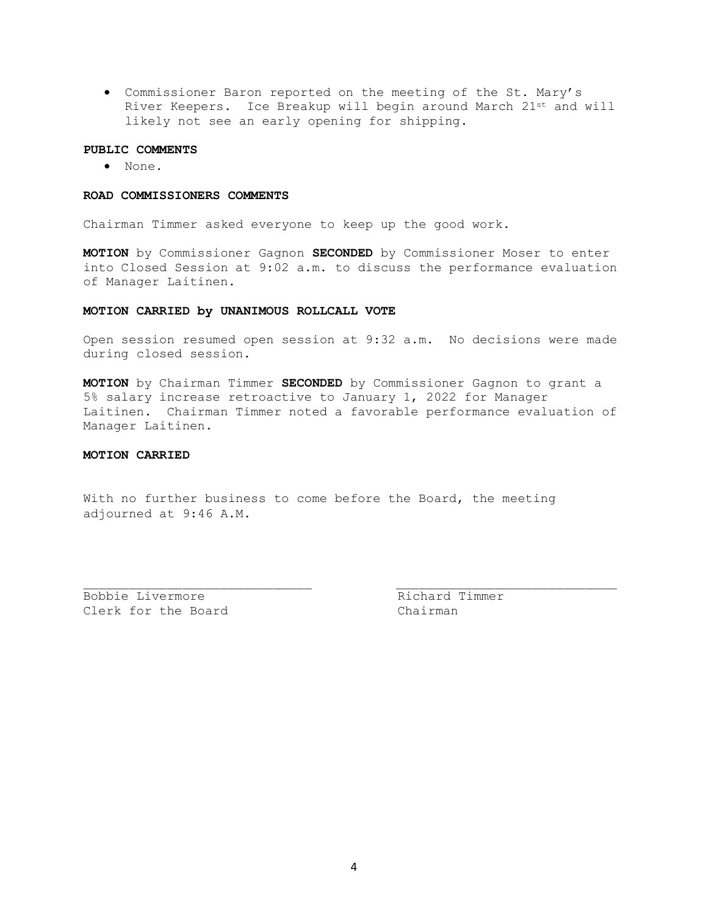- Commissioner Baron reported on the meeting of the St. Mary's River Keepers. Ice Breakup will begin around March 21st and will likely not see an early opening for shipping.

**PUBLIC COMMENTS**

- None.

**ROAD COMMISSIONERS COMMENTS**

Chairman Timmer asked everyone to keep up the good work.

**MOTION** by Commissioner Gagnon **SECONDED** by Commissioner Moser to enter into Closed Session at 9:02 a.m. to discuss the performance evaluation of Manager Laitinen.

**MOTION CARRIED by UNANIMOUS ROLLCALL VOTE**

Open session resumed open session at 9:32 a.m. No decisions were made during closed session.

**MOTION** by Chairman Timmer **SECONDED** by Commissioner Gagnon to grant a 5% salary increase retroactive to January 1, 2022 for Manager Laitinen. Chairman Timmer noted a favorable performance evaluation of Manager Laitinen.

**MOTION CARRIED**

With no further business to come before the Board, the meeting adjourned at 9:46 A.M.

| | |
|---|---|
| ______________________________ | ______________________________ |
| Bobbie Livermore | Richard Timmer |
| Clerk for the Board | Chairman |